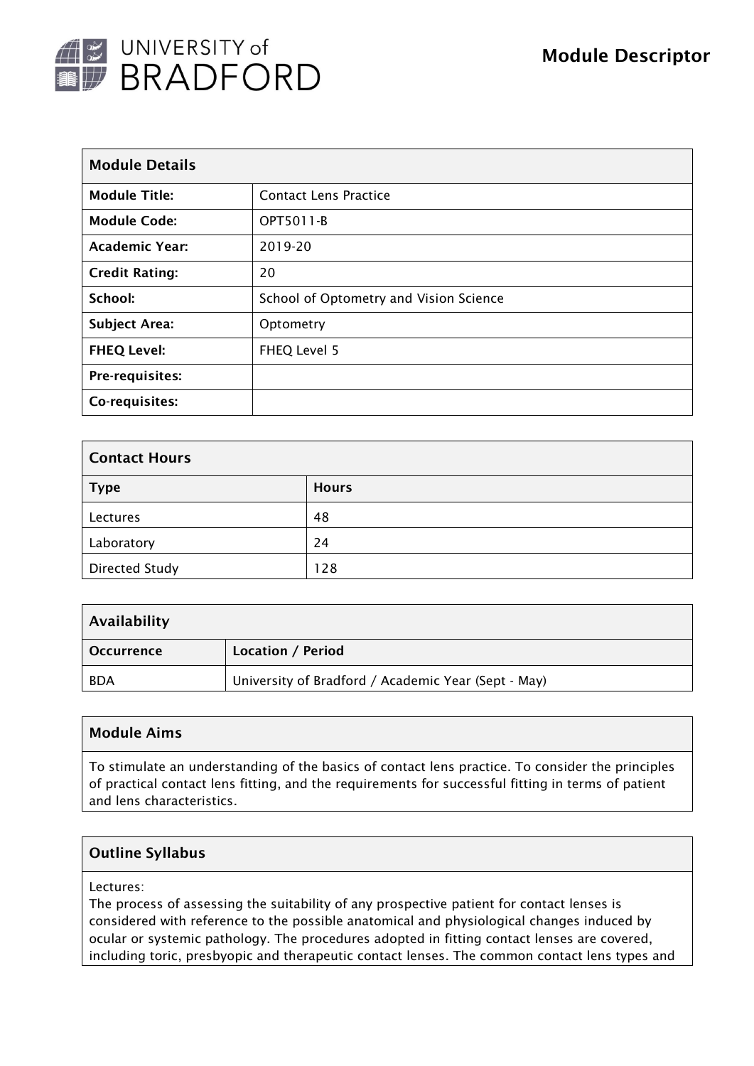# Module Descriptor

| Module Details | |
|---|---|
| **Module Title:** | Contact Lens Practice |
| **Module Code:** | OPT5011-B |
| **Academic Year:** | 2019-20 |
| **Credit Rating:** | 20 |
| **School:** | School of Optometry and Vision Science |
| **Subject Area:** | Optometry |
| **FHEQ Level:** | FHEQ Level 5 |
| **Pre-requisites:** | |
| **Co-requisites:** | |

| Contact Hours | |
|---|---|
| **Type** | **Hours** |
| Lectures | 48 |
| Laboratory | 24 |
| Directed Study | 128 |

| Availability | |
|---|---|
| **Occurrence** | **Location / Period** |
| BDA | University of Bradford / Academic Year (Sept - May) |

## Module Aims

To stimulate an understanding of the basics of contact lens practice. To consider the principles of practical contact lens fitting, and the requirements for successful fitting in terms of patient and lens characteristics.

## Outline Syllabus

Lectures:
The process of assessing the suitability of any prospective patient for contact lenses is considered with reference to the possible anatomical and physiological changes induced by ocular or systemic pathology. The procedures adopted in fitting contact lenses are covered, including toric, presbyopic and therapeutic contact lenses. The common contact lens types and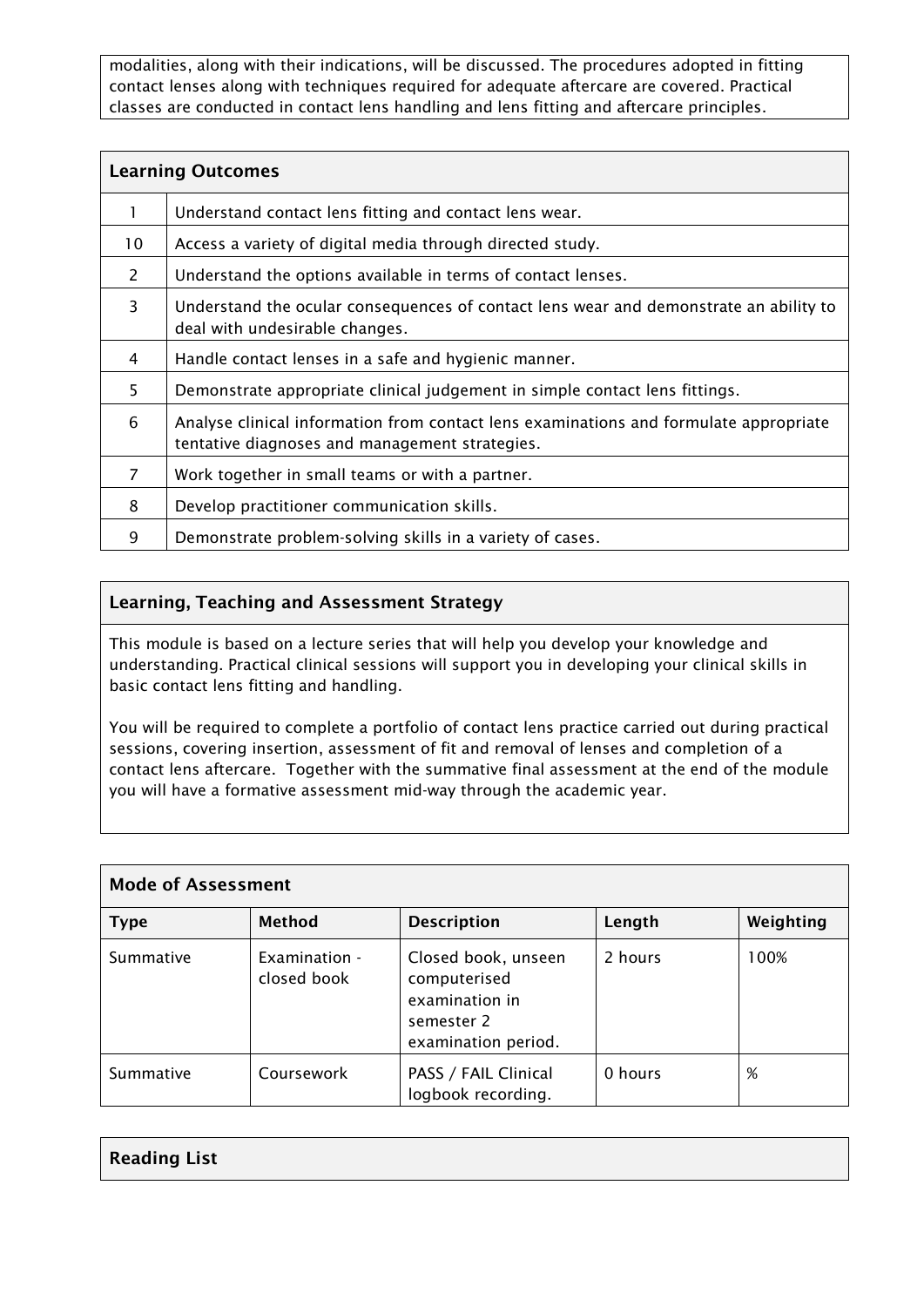modalities, along with their indications, will be discussed. The procedures adopted in fitting contact lenses along with techniques required for adequate aftercare are covered. Practical classes are conducted in contact lens handling and lens fitting and aftercare principles.

## Learning Outcomes

| | |
|---|---|
| 1 | Understand contact lens fitting and contact lens wear. |
| 10 | Access a variety of digital media through directed study. |
| 2 | Understand the options available in terms of contact lenses. |
| 3 | Understand the ocular consequences of contact lens wear and demonstrate an ability to deal with undesirable changes. |
| 4 | Handle contact lenses in a safe and hygienic manner. |
| 5 | Demonstrate appropriate clinical judgement in simple contact lens fittings. |
| 6 | Analyse clinical information from contact lens examinations and formulate appropriate tentative diagnoses and management strategies. |
| 7 | Work together in small teams or with a partner. |
| 8 | Develop practitioner communication skills. |
| 9 | Demonstrate problem-solving skills in a variety of cases. |

## Learning, Teaching and Assessment Strategy

This module is based on a lecture series that will help you develop your knowledge and understanding. Practical clinical sessions will support you in developing your clinical skills in basic contact lens fitting and handling.

You will be required to complete a portfolio of contact lens practice carried out during practical sessions, covering insertion, assessment of fit and removal of lenses and completion of a contact lens aftercare. Together with the summative final assessment at the end of the module you will have a formative assessment mid-way through the academic year.

## Mode of Assessment

| Type | Method | Description | Length | Weighting |
|---|---|---|---|---|
| Summative | Examination - closed book | Closed book, unseen computerised examination in semester 2 examination period. | 2 hours | 100% |
| Summative | Coursework | PASS / FAIL Clinical logbook recording. | 0 hours | % |

## Reading List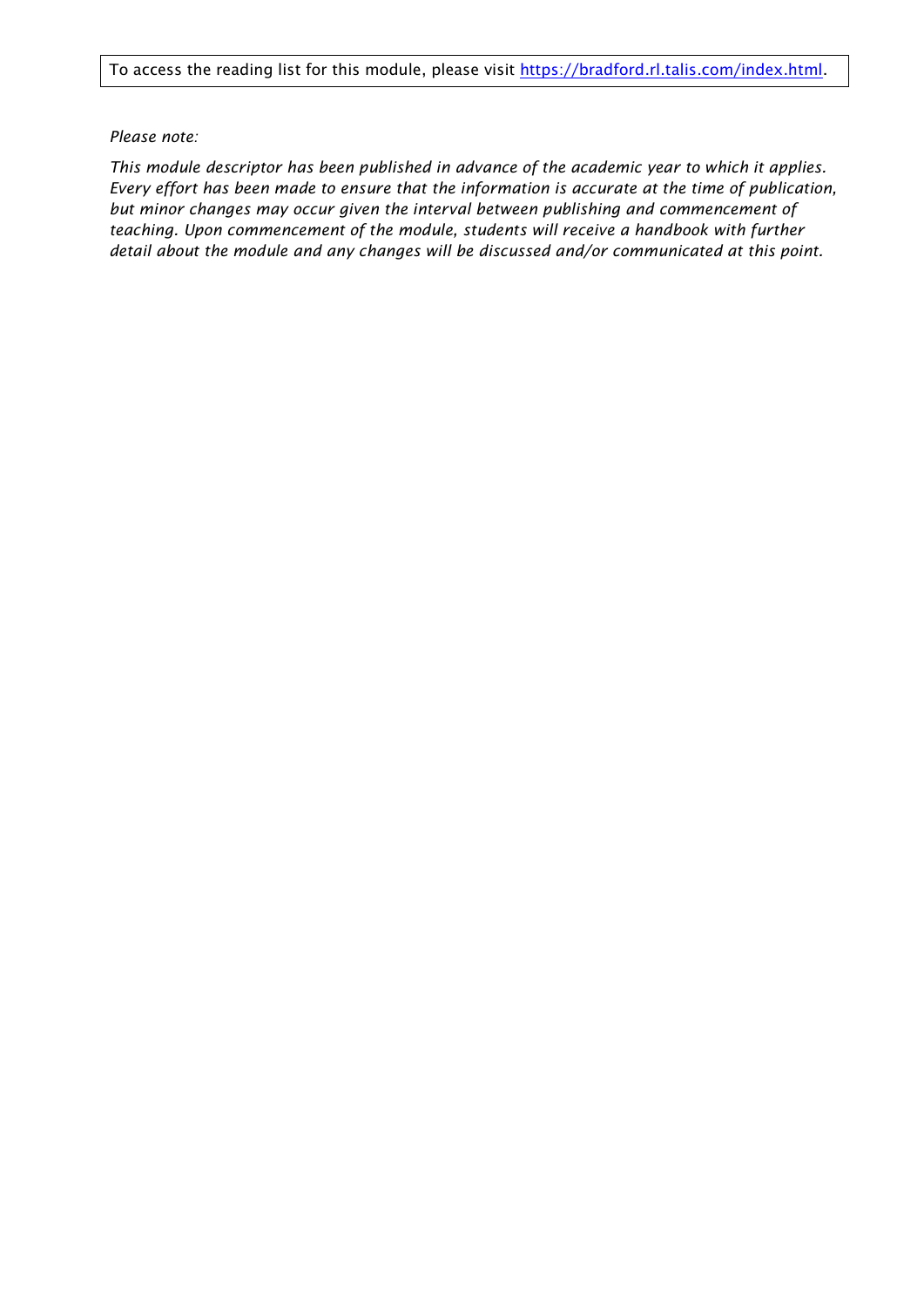To access the reading list for this module, please visit [https://bradford.rl.talis.com/index.html](https://bradford.rl.talis.com/index.html).

*Please note:*

*This module descriptor has been published in advance of the academic year to which it applies. Every effort has been made to ensure that the information is accurate at the time of publication, but minor changes may occur given the interval between publishing and commencement of teaching. Upon commencement of the module, students will receive a handbook with further detail about the module and any changes will be discussed and/or communicated at this point.*